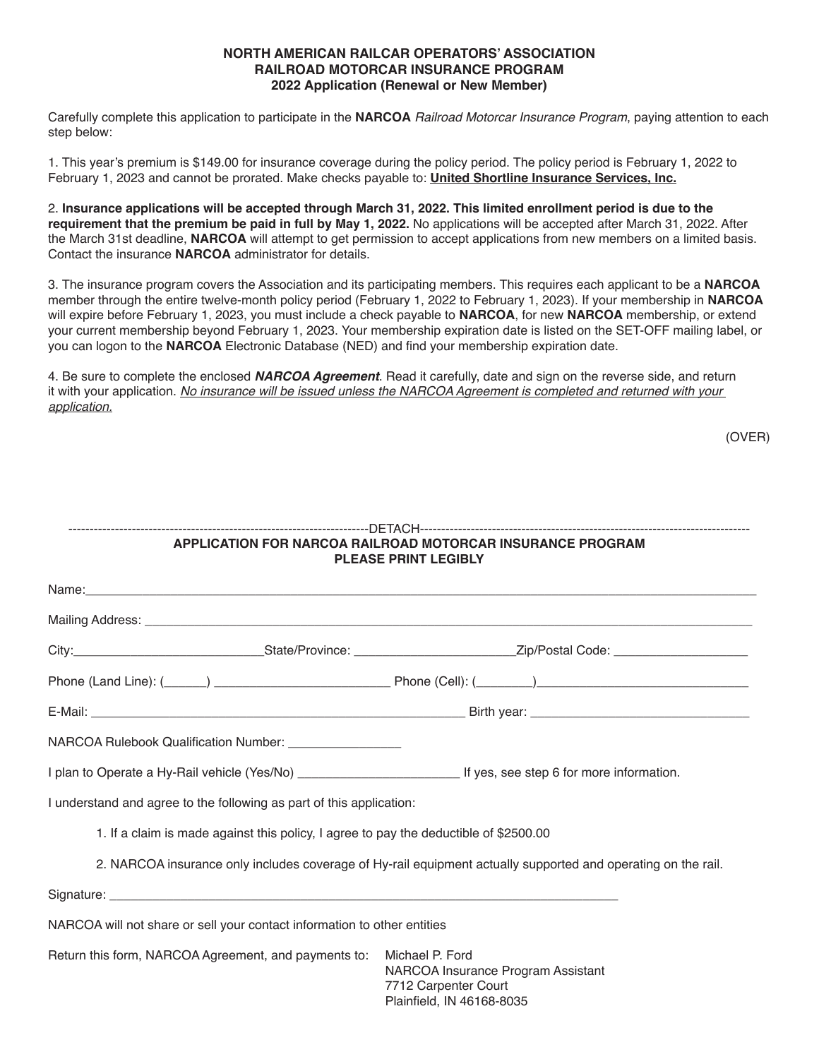**NORTH AMERICAN RAILCAR OPERATORS' ASSOCIATION**
**RAILROAD MOTORCAR INSURANCE PROGRAM**
**2022 Application (Renewal or New Member)**

Carefully complete this application to participate in the **NARCOA** *Railroad Motorcar Insurance Program*, paying attention to each step below:

1. This year's premium is $149.00 for insurance coverage during the policy period. The policy period is February 1, 2022 to February 1, 2023 and cannot be prorated. Make checks payable to: **United Shortline Insurance Services, Inc.**

2. **Insurance applications will be accepted through March 31, 2022. This limited enrollment period is due to the requirement that the premium be paid in full by May 1, 2022.** No applications will be accepted after March 31, 2022. After the March 31st deadline, **NARCOA** will attempt to get permission to accept applications from new members on a limited basis. Contact the insurance **NARCOA** administrator for details.

3. The insurance program covers the Association and its participating members. This requires each applicant to be a **NARCOA** member through the entire twelve-month policy period (February 1, 2022 to February 1, 2023). If your membership in **NARCOA** will expire before February 1, 2023, you must include a check payable to **NARCOA**, for new **NARCOA** membership, or extend your current membership beyond February 1, 2023. Your membership expiration date is listed on the SET-OFF mailing label, or you can logon to the **NARCOA** Electronic Database (NED) and find your membership expiration date.

4. Be sure to complete the enclosed ***NARCOA Agreement***. Read it carefully, date and sign on the reverse side, and return it with your application. *No insurance will be issued unless the NARCOA Agreement is completed and returned with your application.*

(OVER)

------------------------------------------------------------------------DETACH------------------------------------------------------------------------

**APPLICATION FOR NARCOA RAILROAD MOTORCAR INSURANCE PROGRAM**
**PLEASE PRINT LEGIBLY**

Name:______________________________________________________________________________

Mailing Address: _______________________________________________________________________

City:___________________________State/Province: _______________________Zip/Postal Code: ___________________

Phone (Land Line): (______) ________________________ Phone (Cell): (________)_____________________________

E-Mail: ____________________________________________________ Birth year: ______________________________

NARCOA Rulebook Qualification Number: ________________

I plan to Operate a Hy-Rail vehicle (Yes/No) ______________________ If yes, see step 6 for more information.

I understand and agree to the following as part of this application:

1. If a claim is made against this policy, I agree to pay the deductible of $2500.00

2. NARCOA insurance only includes coverage of Hy-rail equipment actually supported and operating on the rail.

Signature: _________________________________________________________________________

NARCOA will not share or sell your contact information to other entities

Return this form, NARCOA Agreement, and payments to:

Michael P. Ford
NARCOA Insurance Program Assistant
7712 Carpenter Court
Plainfield, IN 46168-8035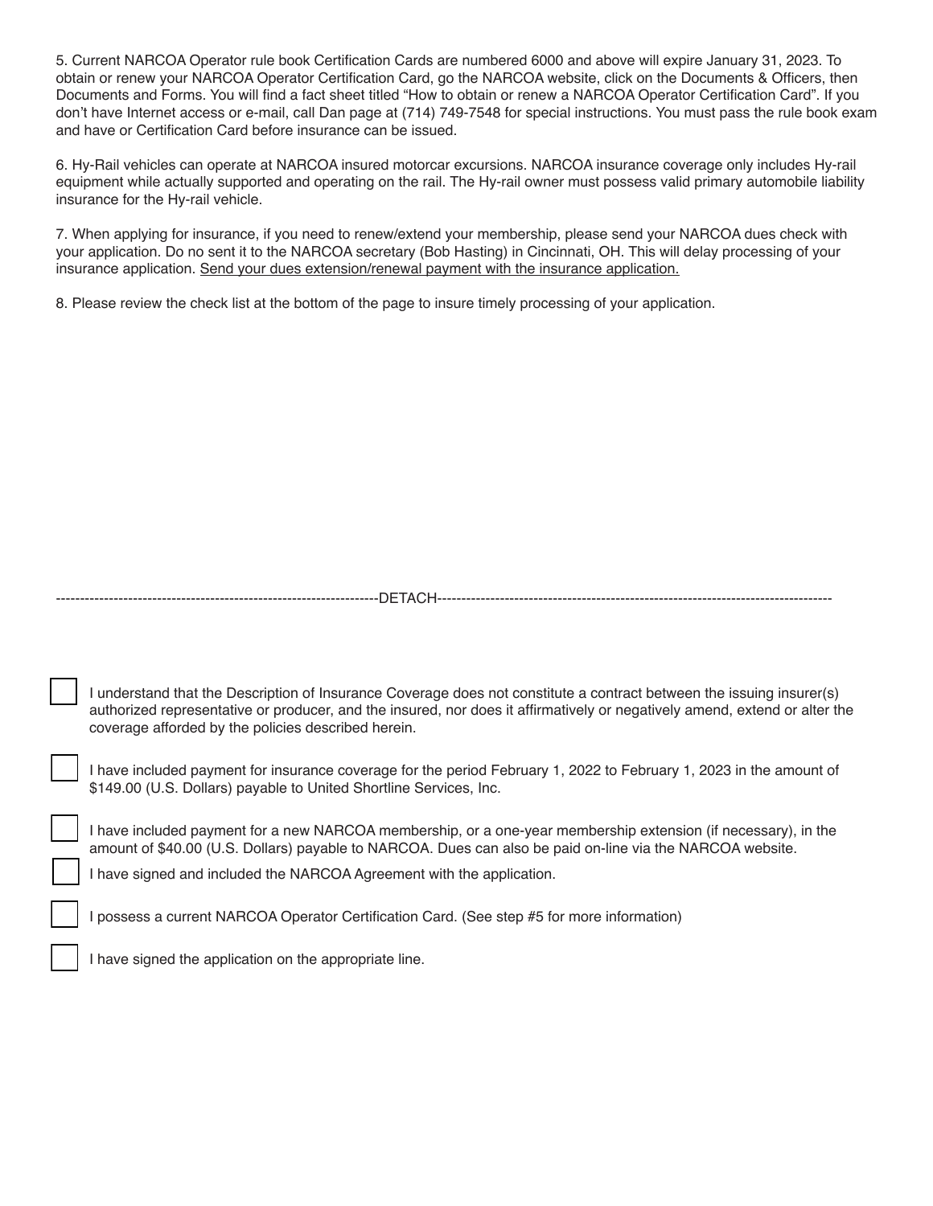5. Current NARCOA Operator rule book Certification Cards are numbered 6000 and above will expire January 31, 2023. To obtain or renew your NARCOA Operator Certification Card, go the NARCOA website, click on the Documents & Officers, then Documents and Forms. You will find a fact sheet titled "How to obtain or renew a NARCOA Operator Certification Card". If you don't have Internet access or e-mail, call Dan page at (714) 749-7548 for special instructions. You must pass the rule book exam and have or Certification Card before insurance can be issued.

6. Hy-Rail vehicles can operate at NARCOA insured motorcar excursions. NARCOA insurance coverage only includes Hy-rail equipment while actually supported and operating on the rail. The Hy-rail owner must possess valid primary automobile liability insurance for the Hy-rail vehicle.

7. When applying for insurance, if you need to renew/extend your membership, please send your NARCOA dues check with your application. Do no sent it to the NARCOA secretary (Bob Hasting) in Cincinnati, OH. This will delay processing of your insurance application. <u>Send your dues extension/renewal payment with the insurance application.</u>

8. Please review the check list at the bottom of the page to insure timely processing of your application.

------------------------------------------------------------------DETACH------------------------------------------------------------------

- [ ] I understand that the Description of Insurance Coverage does not constitute a contract between the issuing insurer(s) authorized representative or producer, and the insured, nor does it affirmatively or negatively amend, extend or alter the coverage afforded by the policies described herein.

- [ ] I have included payment for insurance coverage for the period February 1, 2022 to February 1, 2023 in the amount of $149.00 (U.S. Dollars) payable to United Shortline Services, Inc.

- [ ] I have included payment for a new NARCOA membership, or a one-year membership extension (if necessary), in the amount of $40.00 (U.S. Dollars) payable to NARCOA. Dues can also be paid on-line via the NARCOA website.

- [ ] I have signed and included the NARCOA Agreement with the application.

- [ ] I possess a current NARCOA Operator Certification Card. (See step #5 for more information)

- [ ] I have signed the application on the appropriate line.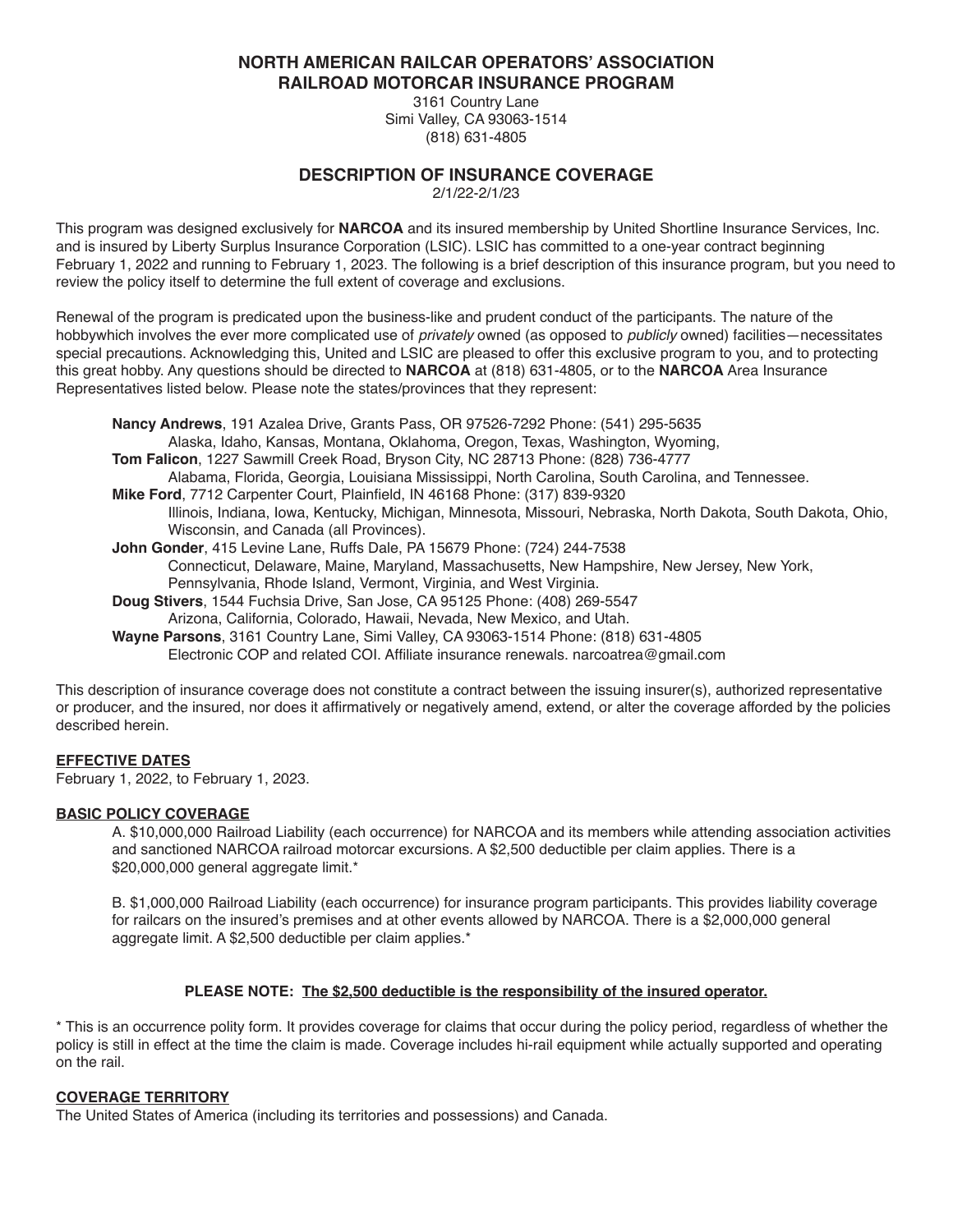# NORTH AMERICAN RAILCAR OPERATORS' ASSOCIATION RAILROAD MOTORCAR INSURANCE PROGRAM

3161 Country Lane
Simi Valley, CA 93063-1514
(818) 631-4805

## DESCRIPTION OF INSURANCE COVERAGE

2/1/22-2/1/23

This program was designed exclusively for **NARCOA** and its insured membership by United Shortline Insurance Services, Inc. and is insured by Liberty Surplus Insurance Corporation (LSIC). LSIC has committed to a one-year contract beginning February 1, 2022 and running to February 1, 2023. The following is a brief description of this insurance program, but you need to review the policy itself to determine the full extent of coverage and exclusions.

Renewal of the program is predicated upon the business-like and prudent conduct of the participants. The nature of the hobbywhich involves the ever more complicated use of *privately* owned (as opposed to *publicly* owned) facilities—necessitates special precautions. Acknowledging this, United and LSIC are pleased to offer this exclusive program to you, and to protecting this great hobby. Any questions should be directed to **NARCOA** at (818) 631-4805, or to the **NARCOA** Area Insurance Representatives listed below. Please note the states/provinces that they represent:

**Nancy Andrews**, 191 Azalea Drive, Grants Pass, OR 97526-7292 Phone: (541) 295-5635
Alaska, Idaho, Kansas, Montana, Oklahoma, Oregon, Texas, Washington, Wyoming,

**Tom Falicon**, 1227 Sawmill Creek Road, Bryson City, NC 28713 Phone: (828) 736-4777
Alabama, Florida, Georgia, Louisiana Mississippi, North Carolina, South Carolina, and Tennessee.

**Mike Ford**, 7712 Carpenter Court, Plainfield, IN 46168 Phone: (317) 839-9320
Illinois, Indiana, Iowa, Kentucky, Michigan, Minnesota, Missouri, Nebraska, North Dakota, South Dakota, Ohio, Wisconsin, and Canada (all Provinces).

**John Gonder**, 415 Levine Lane, Ruffs Dale, PA 15679 Phone: (724) 244-7538
Connecticut, Delaware, Maine, Maryland, Massachusetts, New Hampshire, New Jersey, New York, Pennsylvania, Rhode Island, Vermont, Virginia, and West Virginia.

**Doug Stivers**, 1544 Fuchsia Drive, San Jose, CA 95125 Phone: (408) 269-5547
Arizona, California, Colorado, Hawaii, Nevada, New Mexico, and Utah.

**Wayne Parsons**, 3161 Country Lane, Simi Valley, CA 93063-1514 Phone: (818) 631-4805
Electronic COP and related COI. Affiliate insurance renewals. narcoatrea@gmail.com

This description of insurance coverage does not constitute a contract between the issuing insurer(s), authorized representative or producer, and the insured, nor does it affirmatively or negatively amend, extend, or alter the coverage afforded by the policies described herein.

### EFFECTIVE DATES

February 1, 2022, to February 1, 2023.

### BASIC POLICY COVERAGE

A. $10,000,000 Railroad Liability (each occurrence) for NARCOA and its members while attending association activities and sanctioned NARCOA railroad motorcar excursions. A $2,500 deductible per claim applies. There is a $20,000,000 general aggregate limit.*

B. $1,000,000 Railroad Liability (each occurrence) for insurance program participants. This provides liability coverage for railcars on the insured's premises and at other events allowed by NARCOA. There is a $2,000,000 general aggregate limit. A $2,500 deductible per claim applies.*

**PLEASE NOTE: The $2,500 deductible is the responsibility of the insured operator.**

\* This is an occurrence polity form. It provides coverage for claims that occur during the policy period, regardless of whether the policy is still in effect at the time the claim is made. Coverage includes hi-rail equipment while actually supported and operating on the rail.

### COVERAGE TERRITORY

The United States of America (including its territories and possessions) and Canada.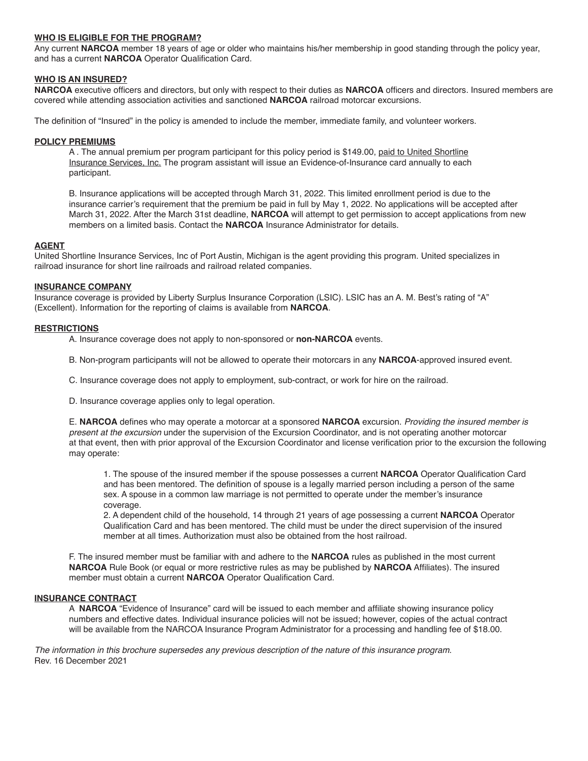**WHO IS ELIGIBLE FOR THE PROGRAM?**

Any current **NARCOA** member 18 years of age or older who maintains his/her membership in good standing through the policy year, and has a current **NARCOA** Operator Qualification Card.

**WHO IS AN INSURED?**

**NARCOA** executive officers and directors, but only with respect to their duties as **NARCOA** officers and directors. Insured members are covered while attending association activities and sanctioned **NARCOA** railroad motorcar excursions.

The definition of "Insured" in the policy is amended to include the member, immediate family, and volunteer workers.

**POLICY PREMIUMS**

A . The annual premium per program participant for this policy period is $149.00, paid to United Shortline Insurance Services, Inc. The program assistant will issue an Evidence-of-Insurance card annually to each participant.

B. Insurance applications will be accepted through March 31, 2022. This limited enrollment period is due to the insurance carrier's requirement that the premium be paid in full by May 1, 2022. No applications will be accepted after March 31, 2022. After the March 31st deadline, **NARCOA** will attempt to get permission to accept applications from new members on a limited basis. Contact the **NARCOA** Insurance Administrator for details.

**AGENT**

United Shortline Insurance Services, Inc of Port Austin, Michigan is the agent providing this program. United specializes in railroad insurance for short line railroads and railroad related companies.

**INSURANCE COMPANY**

Insurance coverage is provided by Liberty Surplus Insurance Corporation (LSIC). LSIC has an A. M. Best's rating of "A" (Excellent). Information for the reporting of claims is available from **NARCOA**.

**RESTRICTIONS**

A. Insurance coverage does not apply to non-sponsored or **non-NARCOA** events.

B. Non-program participants will not be allowed to operate their motorcars in any **NARCOA**-approved insured event.

C. Insurance coverage does not apply to employment, sub-contract, or work for hire on the railroad.

D. Insurance coverage applies only to legal operation.

E. **NARCOA** defines who may operate a motorcar at a sponsored **NARCOA** excursion. *Providing the insured member is present at the excursion* under the supervision of the Excursion Coordinator, and is not operating another motorcar at that event, then with prior approval of the Excursion Coordinator and license verification prior to the excursion the following may operate:

1. The spouse of the insured member if the spouse possesses a current **NARCOA** Operator Qualification Card and has been mentored. The definition of spouse is a legally married person including a person of the same sex. A spouse in a common law marriage is not permitted to operate under the member's insurance coverage.
2. A dependent child of the household, 14 through 21 years of age possessing a current **NARCOA** Operator Qualification Card and has been mentored. The child must be under the direct supervision of the insured member at all times. Authorization must also be obtained from the host railroad.

F. The insured member must be familiar with and adhere to the **NARCOA** rules as published in the most current **NARCOA** Rule Book (or equal or more restrictive rules as may be published by **NARCOA** Affiliates). The insured member must obtain a current **NARCOA** Operator Qualification Card.

**INSURANCE CONTRACT**

A **NARCOA** "Evidence of Insurance" card will be issued to each member and affiliate showing insurance policy numbers and effective dates. Individual insurance policies will not be issued; however, copies of the actual contract will be available from the NARCOA Insurance Program Administrator for a processing and handling fee of $18.00.

*The information in this brochure supersedes any previous description of the nature of this insurance program.*
Rev. 16 December 2021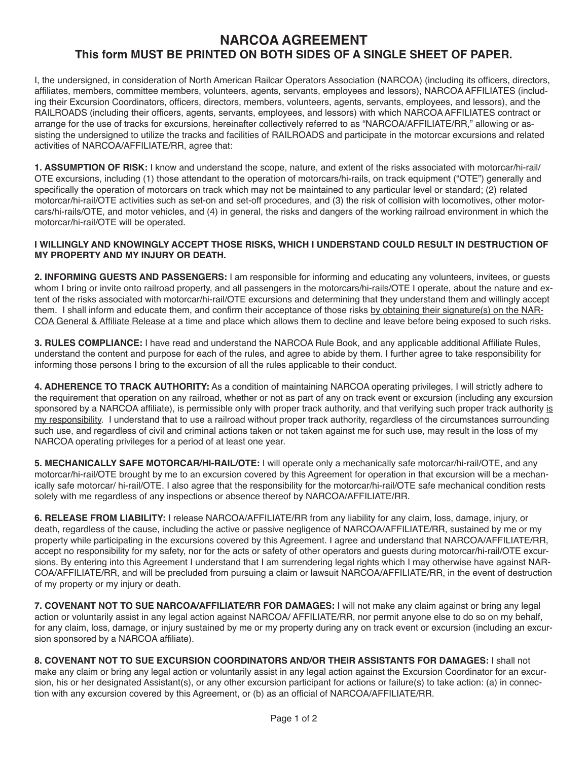# NARCOA AGREEMENT

## This form MUST BE PRINTED ON BOTH SIDES OF A SINGLE SHEET OF PAPER.

I, the undersigned, in consideration of North American Railcar Operators Association (NARCOA) (including its officers, directors, affiliates, members, committee members, volunteers, agents, servants, employees and lessors), NARCOA AFFILIATES (including their Excursion Coordinators, officers, directors, members, volunteers, agents, servants, employees, and lessors), and the RAILROADS (including their officers, agents, servants, employees, and lessors) with which NARCOA AFFILIATES contract or arrange for the use of tracks for excursions, hereinafter collectively referred to as "NARCOA/AFFILIATE/RR," allowing or assisting the undersigned to utilize the tracks and facilities of RAILROADS and participate in the motorcar excursions and related activities of NARCOA/AFFILIATE/RR, agree that:

**1. ASSUMPTION OF RISK:** I know and understand the scope, nature, and extent of the risks associated with motorcar/hi-rail/OTE excursions, including (1) those attendant to the operation of motorcars/hi-rails, on track equipment ("OTE") generally and specifically the operation of motorcars on track which may not be maintained to any particular level or standard; (2) related motorcar/hi-rail/OTE activities such as set-on and set-off procedures, and (3) the risk of collision with locomotives, other motorcars/hi-rails/OTE, and motor vehicles, and (4) in general, the risks and dangers of the working railroad environment in which the motorcar/hi-rail/OTE will be operated.

**I WILLINGLY AND KNOWINGLY ACCEPT THOSE RISKS, WHICH I UNDERSTAND COULD RESULT IN DESTRUCTION OF MY PROPERTY AND MY INJURY OR DEATH.**

**2. INFORMING GUESTS AND PASSENGERS:** I am responsible for informing and educating any volunteers, invitees, or guests whom I bring or invite onto railroad property, and all passengers in the motorcars/hi-rails/OTE I operate, about the nature and extent of the risks associated with motorcar/hi-rail/OTE excursions and determining that they understand them and willingly accept them. I shall inform and educate them, and confirm their acceptance of those risks <u>by obtaining their signature(s) on the NARCOA General & Affiliate Release</u> at a time and place which allows them to decline and leave before being exposed to such risks.

**3. RULES COMPLIANCE:** I have read and understand the NARCOA Rule Book, and any applicable additional Affiliate Rules, understand the content and purpose for each of the rules, and agree to abide by them. I further agree to take responsibility for informing those persons I bring to the excursion of all the rules applicable to their conduct.

**4. ADHERENCE TO TRACK AUTHORITY:** As a condition of maintaining NARCOA operating privileges, I will strictly adhere to the requirement that operation on any railroad, whether or not as part of any on track event or excursion (including any excursion sponsored by a NARCOA affiliate), is permissible only with proper track authority, and that verifying such proper track authority <u>is my responsibility</u>. I understand that to use a railroad without proper track authority, regardless of the circumstances surrounding such use, and regardless of civil and criminal actions taken or not taken against me for such use, may result in the loss of my NARCOA operating privileges for a period of at least one year.

**5. MECHANICALLY SAFE MOTORCAR/HI-RAIL/OTE:** I will operate only a mechanically safe motorcar/hi-rail/OTE, and any motorcar/hi-rail/OTE brought by me to an excursion covered by this Agreement for operation in that excursion will be a mechanically safe motorcar/ hi-rail/OTE. I also agree that the responsibility for the motorcar/hi-rail/OTE safe mechanical condition rests solely with me regardless of any inspections or absence thereof by NARCOA/AFFILIATE/RR.

**6. RELEASE FROM LIABILITY:** I release NARCOA/AFFILIATE/RR from any liability for any claim, loss, damage, injury, or death, regardless of the cause, including the active or passive negligence of NARCOA/AFFILIATE/RR, sustained by me or my property while participating in the excursions covered by this Agreement. I agree and understand that NARCOA/AFFILIATE/RR, accept no responsibility for my safety, nor for the acts or safety of other operators and guests during motorcar/hi-rail/OTE excursions. By entering into this Agreement I understand that I am surrendering legal rights which I may otherwise have against NARCOA/AFFILIATE/RR, and will be precluded from pursuing a claim or lawsuit NARCOA/AFFILIATE/RR, in the event of destruction of my property or my injury or death.

**7. COVENANT NOT TO SUE NARCOA/AFFILIATE/RR FOR DAMAGES:** I will not make any claim against or bring any legal action or voluntarily assist in any legal action against NARCOA/ AFFILIATE/RR, nor permit anyone else to do so on my behalf, for any claim, loss, damage, or injury sustained by me or my property during any on track event or excursion (including an excursion sponsored by a NARCOA affiliate).

**8. COVENANT NOT TO SUE EXCURSION COORDINATORS AND/OR THEIR ASSISTANTS FOR DAMAGES:** I shall not make any claim or bring any legal action or voluntarily assist in any legal action against the Excursion Coordinator for an excursion, his or her designated Assistant(s), or any other excursion participant for actions or failure(s) to take action: (a) in connection with any excursion covered by this Agreement, or (b) as an official of NARCOA/AFFILIATE/RR.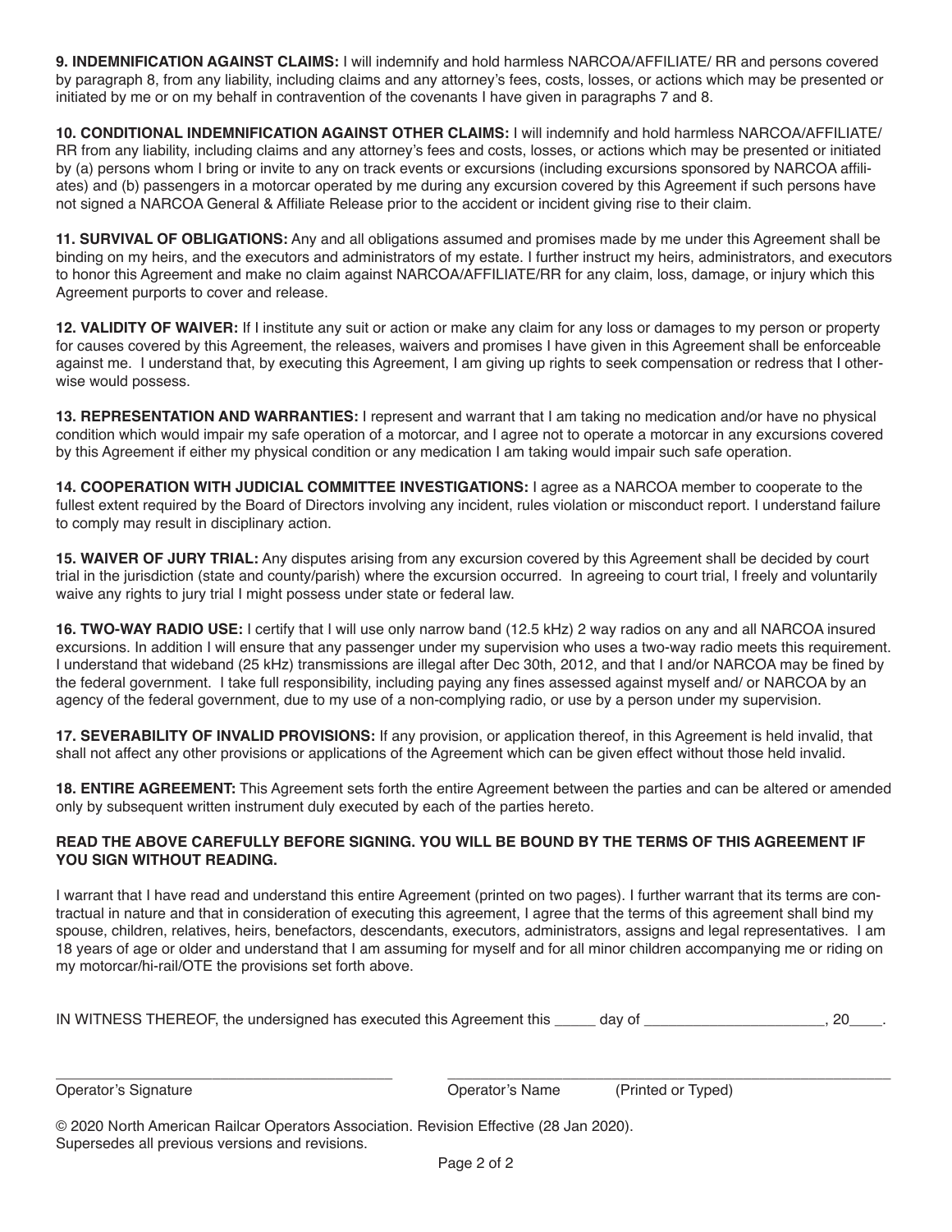**9. INDEMNIFICATION AGAINST CLAIMS:** I will indemnify and hold harmless NARCOA/AFFILIATE/ RR and persons covered by paragraph 8, from any liability, including claims and any attorney's fees, costs, losses, or actions which may be presented or initiated by me or on my behalf in contravention of the covenants I have given in paragraphs 7 and 8.

**10. CONDITIONAL INDEMNIFICATION AGAINST OTHER CLAIMS:** I will indemnify and hold harmless NARCOA/AFFILIATE/ RR from any liability, including claims and any attorney's fees and costs, losses, or actions which may be presented or initiated by (a) persons whom I bring or invite to any on track events or excursions (including excursions sponsored by NARCOA affiliates) and (b) passengers in a motorcar operated by me during any excursion covered by this Agreement if such persons have not signed a NARCOA General & Affiliate Release prior to the accident or incident giving rise to their claim.

**11. SURVIVAL OF OBLIGATIONS:** Any and all obligations assumed and promises made by me under this Agreement shall be binding on my heirs, and the executors and administrators of my estate. I further instruct my heirs, administrators, and executors to honor this Agreement and make no claim against NARCOA/AFFILIATE/RR for any claim, loss, damage, or injury which this Agreement purports to cover and release.

**12. VALIDITY OF WAIVER:** If I institute any suit or action or make any claim for any loss or damages to my person or property for causes covered by this Agreement, the releases, waivers and promises I have given in this Agreement shall be enforceable against me. I understand that, by executing this Agreement, I am giving up rights to seek compensation or redress that I otherwise would possess.

**13. REPRESENTATION AND WARRANTIES:** I represent and warrant that I am taking no medication and/or have no physical condition which would impair my safe operation of a motorcar, and I agree not to operate a motorcar in any excursions covered by this Agreement if either my physical condition or any medication I am taking would impair such safe operation.

**14. COOPERATION WITH JUDICIAL COMMITTEE INVESTIGATIONS:** I agree as a NARCOA member to cooperate to the fullest extent required by the Board of Directors involving any incident, rules violation or misconduct report. I understand failure to comply may result in disciplinary action.

**15. WAIVER OF JURY TRIAL:** Any disputes arising from any excursion covered by this Agreement shall be decided by court trial in the jurisdiction (state and county/parish) where the excursion occurred. In agreeing to court trial, I freely and voluntarily waive any rights to jury trial I might possess under state or federal law.

**16. TWO-WAY RADIO USE:** I certify that I will use only narrow band (12.5 kHz) 2 way radios on any and all NARCOA insured excursions. In addition I will ensure that any passenger under my supervision who uses a two-way radio meets this requirement. I understand that wideband (25 kHz) transmissions are illegal after Dec 30th, 2012, and that I and/or NARCOA may be fined by the federal government. I take full responsibility, including paying any fines assessed against myself and/ or NARCOA by an agency of the federal government, due to my use of a non-complying radio, or use by a person under my supervision.

**17. SEVERABILITY OF INVALID PROVISIONS:** If any provision, or application thereof, in this Agreement is held invalid, that shall not affect any other provisions or applications of the Agreement which can be given effect without those held invalid.

**18. ENTIRE AGREEMENT:** This Agreement sets forth the entire Agreement between the parties and can be altered or amended only by subsequent written instrument duly executed by each of the parties hereto.

**READ THE ABOVE CAREFULLY BEFORE SIGNING. YOU WILL BE BOUND BY THE TERMS OF THIS AGREEMENT IF YOU SIGN WITHOUT READING.**

I warrant that I have read and understand this entire Agreement (printed on two pages). I further warrant that its terms are contractual in nature and that in consideration of executing this agreement, I agree that the terms of this agreement shall bind my spouse, children, relatives, heirs, benefactors, descendants, executors, administrators, assigns and legal representatives. I am 18 years of age or older and understand that I am assuming for myself and for all minor children accompanying me or riding on my motorcar/hi-rail/OTE the provisions set forth above.

IN WITNESS THEREOF, the undersigned has executed this Agreement this _____ day of ______________________, 20____.

________________________________________ ________________________________________

Operator's Signature Operator's Name (Printed or Typed)

© 2020 North American Railcar Operators Association. Revision Effective (28 Jan 2020).
Supersedes all previous versions and revisions.